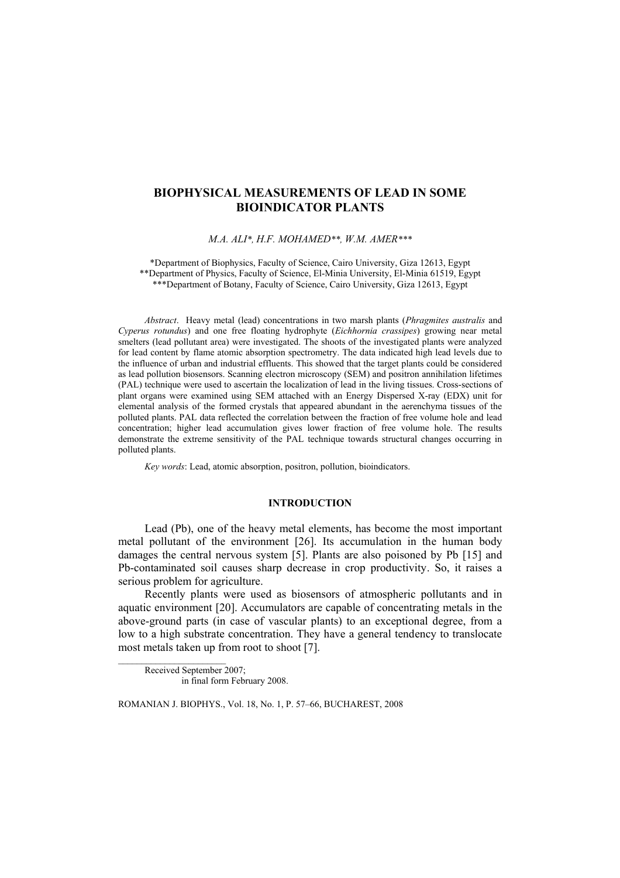# BIOPHYSICAL MEASUREMENTS OF LEAD IN SOME BIOINDICATOR PLANTS

*M.A. ALI*, H.F. MOHAMED**, W.M. AMER****

*Department of Biophysics, Faculty of Science, Cairo University, Giza 12613, Egypt
**Department of Physics, Faculty of Science, El-Minia University, El-Minia 61519, Egypt
***Department of Botany, Faculty of Science, Cairo University, Giza 12613, Egypt

*Abstract*. Heavy metal (lead) concentrations in two marsh plants (*Phragmites australis* and *Cyperus rotundus*) and one free floating hydrophyte (*Eichhornia crassipes*) growing near metal smelters (lead pollutant area) were investigated. The shoots of the investigated plants were analyzed for lead content by flame atomic absorption spectrometry. The data indicated high lead levels due to the influence of urban and industrial effluents. This showed that the target plants could be considered as lead pollution biosensors. Scanning electron microscopy (SEM) and positron annihilation lifetimes (PAL) technique were used to ascertain the localization of lead in the living tissues. Cross-sections of plant organs were examined using SEM attached with an Energy Dispersed X-ray (EDX) unit for elemental analysis of the formed crystals that appeared abundant in the aerenchyma tissues of the polluted plants. PAL data reflected the correlation between the fraction of free volume hole and lead concentration; higher lead accumulation gives lower fraction of free volume hole. The results demonstrate the extreme sensitivity of the PAL technique towards structural changes occurring in polluted plants.

*Key words*: Lead, atomic absorption, positron, pollution, bioindicators.

## INTRODUCTION

Lead (Pb), one of the heavy metal elements, has become the most important metal pollutant of the environment [26]. Its accumulation in the human body damages the central nervous system [5]. Plants are also poisoned by Pb [15] and Pb-contaminated soil causes sharp decrease in crop productivity. So, it raises a serious problem for agriculture.

Recently plants were used as biosensors of atmospheric pollutants and in aquatic environment [20]. Accumulators are capable of concentrating metals in the above-ground parts (in case of vascular plants) to an exceptional degree, from a low to a high substrate concentration. They have a general tendency to translocate most metals taken up from root to shoot [7].

Received September 2007;
in final form February 2008.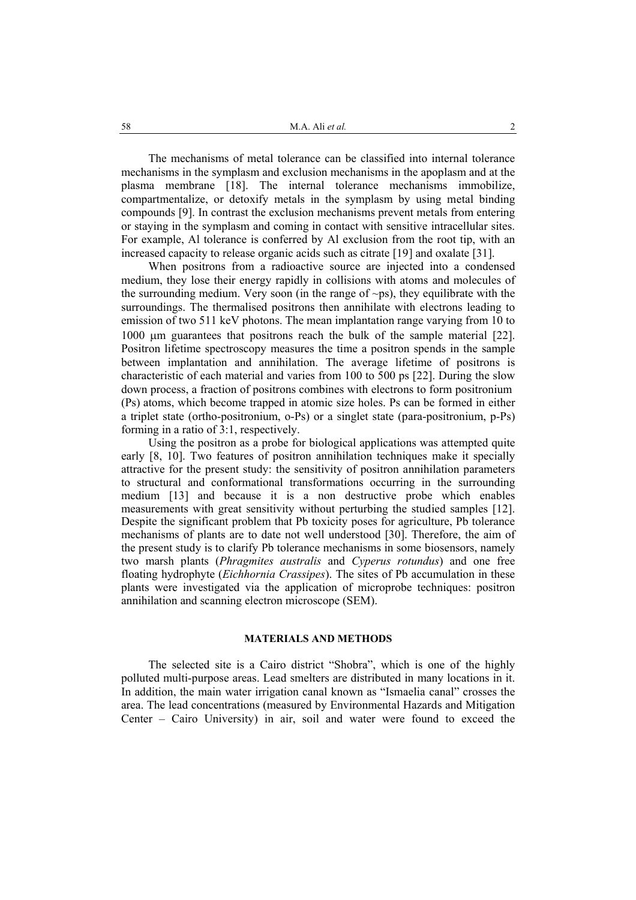The mechanisms of metal tolerance can be classified into internal tolerance mechanisms in the symplasm and exclusion mechanisms in the apoplasm and at the plasma membrane [18]. The internal tolerance mechanisms immobilize, compartmentalize, or detoxify metals in the symplasm by using metal binding compounds [9]. In contrast the exclusion mechanisms prevent metals from entering or staying in the symplasm and coming in contact with sensitive intracellular sites. For example, Al tolerance is conferred by Al exclusion from the root tip, with an increased capacity to release organic acids such as citrate [19] and oxalate [31].

When positrons from a radioactive source are injected into a condensed medium, they lose their energy rapidly in collisions with atoms and molecules of the surrounding medium. Very soon (in the range of ~ps), they equilibrate with the surroundings. The thermalised positrons then annihilate with electrons leading to emission of two 511 keV photons. The mean implantation range varying from 10 to 1000 μm guarantees that positrons reach the bulk of the sample material [22]. Positron lifetime spectroscopy measures the time a positron spends in the sample between implantation and annihilation. The average lifetime of positrons is characteristic of each material and varies from 100 to 500 ps [22]. During the slow down process, a fraction of positrons combines with electrons to form positronium (Ps) atoms, which become trapped in atomic size holes. Ps can be formed in either a triplet state (ortho-positronium, o-Ps) or a singlet state (para-positronium, p-Ps) forming in a ratio of 3:1, respectively.

Using the positron as a probe for biological applications was attempted quite early [8, 10]. Two features of positron annihilation techniques make it specially attractive for the present study: the sensitivity of positron annihilation parameters to structural and conformational transformations occurring in the surrounding medium [13] and because it is a non destructive probe which enables measurements with great sensitivity without perturbing the studied samples [12]. Despite the significant problem that Pb toxicity poses for agriculture, Pb tolerance mechanisms of plants are to date not well understood [30]. Therefore, the aim of the present study is to clarify Pb tolerance mechanisms in some biosensors, namely two marsh plants (*Phragmites australis* and *Cyperus rotundus*) and one free floating hydrophyte (*Eichhornia Crassipes*). The sites of Pb accumulation in these plants were investigated via the application of microprobe techniques: positron annihilation and scanning electron microscope (SEM).

## MATERIALS AND METHODS

The selected site is a Cairo district "Shobra", which is one of the highly polluted multi-purpose areas. Lead smelters are distributed in many locations in it. In addition, the main water irrigation canal known as "Ismaelia canal" crosses the area. The lead concentrations (measured by Environmental Hazards and Mitigation Center – Cairo University) in air, soil and water were found to exceed the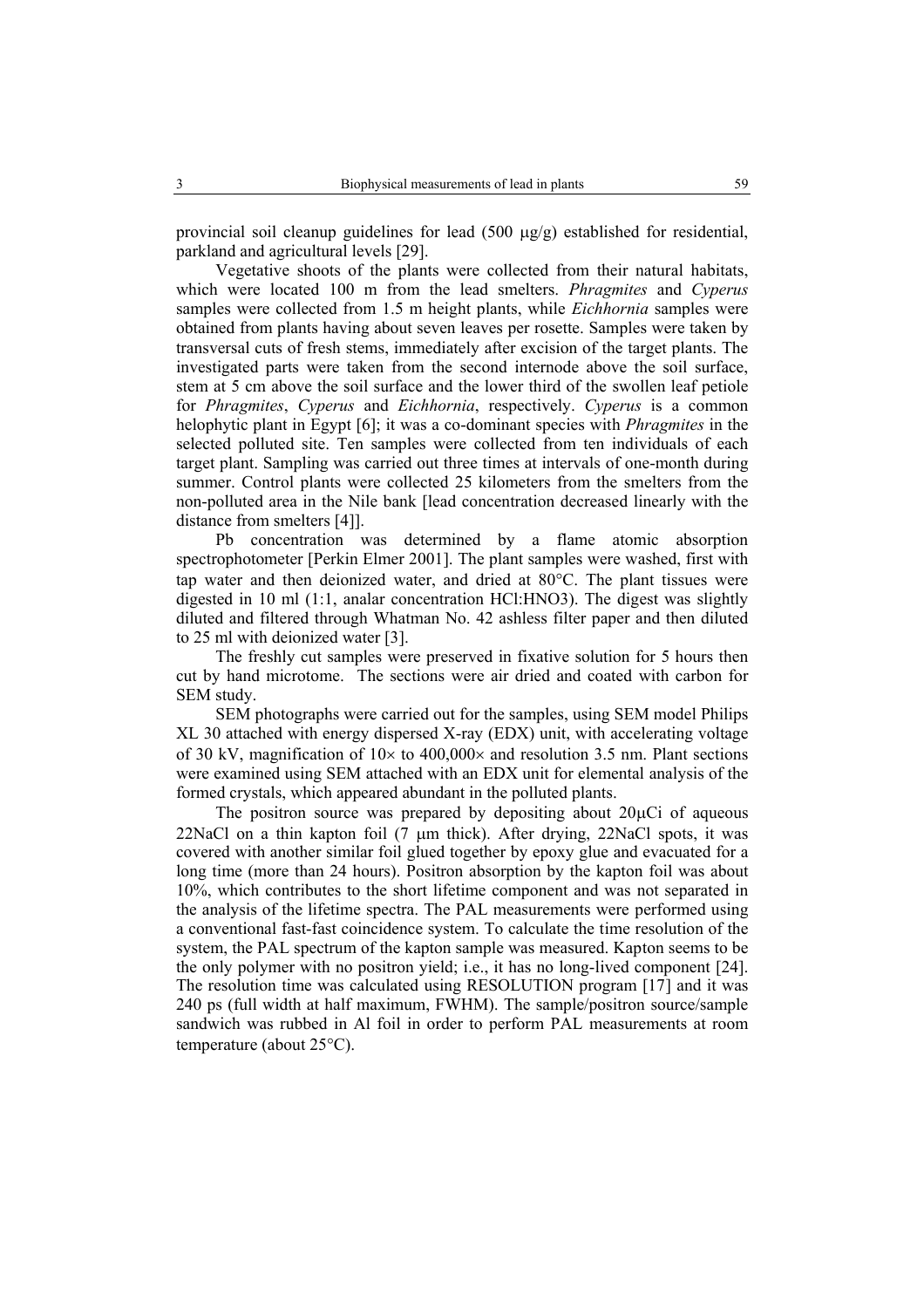provincial soil cleanup guidelines for lead (500 μg/g) established for residential, parkland and agricultural levels [29].

Vegetative shoots of the plants were collected from their natural habitats, which were located 100 m from the lead smelters. *Phragmites* and *Cyperus* samples were collected from 1.5 m height plants, while *Eichhornia* samples were obtained from plants having about seven leaves per rosette. Samples were taken by transversal cuts of fresh stems, immediately after excision of the target plants. The investigated parts were taken from the second internode above the soil surface, stem at 5 cm above the soil surface and the lower third of the swollen leaf petiole for *Phragmites*, *Cyperus* and *Eichhornia*, respectively. *Cyperus* is a common helophytic plant in Egypt [6]; it was a co-dominant species with *Phragmites* in the selected polluted site. Ten samples were collected from ten individuals of each target plant. Sampling was carried out three times at intervals of one-month during summer. Control plants were collected 25 kilometers from the smelters from the non-polluted area in the Nile bank [lead concentration decreased linearly with the distance from smelters [4]].

Pb concentration was determined by a flame atomic absorption spectrophotometer [Perkin Elmer 2001]. The plant samples were washed, first with tap water and then deionized water, and dried at 80°C. The plant tissues were digested in 10 ml (1:1, analar concentration HCl:HNO3). The digest was slightly diluted and filtered through Whatman No. 42 ashless filter paper and then diluted to 25 ml with deionized water [3].

The freshly cut samples were preserved in fixative solution for 5 hours then cut by hand microtome. The sections were air dried and coated with carbon for SEM study.

SEM photographs were carried out for the samples, using SEM model Philips XL 30 attached with energy dispersed X-ray (EDX) unit, with accelerating voltage of 30 kV, magnification of 10× to 400,000× and resolution 3.5 nm. Plant sections were examined using SEM attached with an EDX unit for elemental analysis of the formed crystals, which appeared abundant in the polluted plants.

The positron source was prepared by depositing about 20μCi of aqueous 22NaCl on a thin kapton foil (7 μm thick). After drying, 22NaCl spots, it was covered with another similar foil glued together by epoxy glue and evacuated for a long time (more than 24 hours). Positron absorption by the kapton foil was about 10%, which contributes to the short lifetime component and was not separated in the analysis of the lifetime spectra. The PAL measurements were performed using a conventional fast-fast coincidence system. To calculate the time resolution of the system, the PAL spectrum of the kapton sample was measured. Kapton seems to be the only polymer with no positron yield; i.e., it has no long-lived component [24]. The resolution time was calculated using RESOLUTION program [17] and it was 240 ps (full width at half maximum, FWHM). The sample/positron source/sample sandwich was rubbed in Al foil in order to perform PAL measurements at room temperature (about 25°C).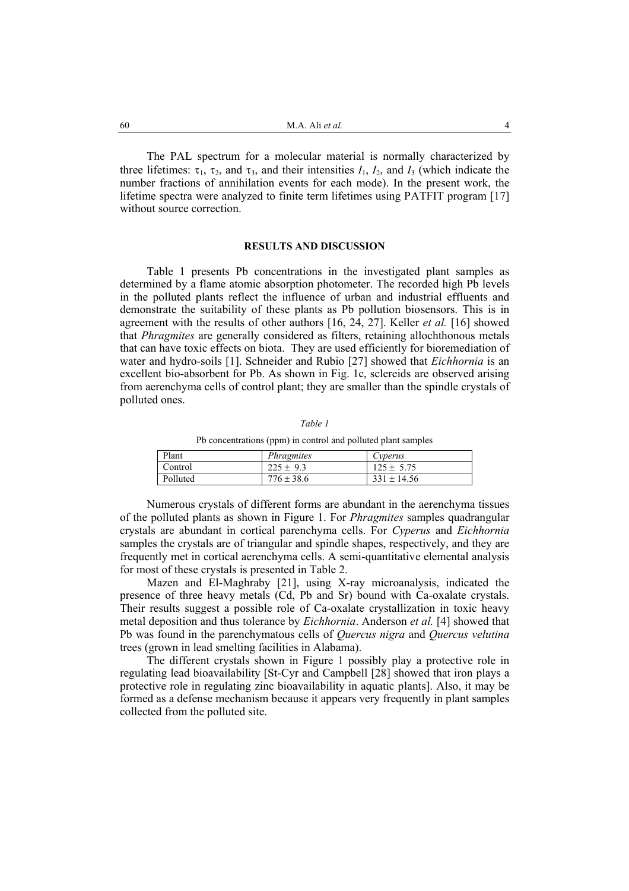The PAL spectrum for a molecular material is normally characterized by three lifetimes: $\tau_1$, $\tau_2$, and $\tau_3$, and their intensities $I_1$, $I_2$, and $I_3$ (which indicate the number fractions of annihilation events for each mode). In the present work, the lifetime spectra were analyzed to finite term lifetimes using PATFIT program [17] without source correction.

## RESULTS AND DISCUSSION

Table 1 presents Pb concentrations in the investigated plant samples as determined by a flame atomic absorption photometer. The recorded high Pb levels in the polluted plants reflect the influence of urban and industrial effluents and demonstrate the suitability of these plants as Pb pollution biosensors. This is in agreement with the results of other authors [16, 24, 27]. Keller *et al.* [16] showed that *Phragmites* are generally considered as filters, retaining allochthonous metals that can have toxic effects on biota. They are used efficiently for bioremediation of water and hydro-soils [1]. Schneider and Rubio [27] showed that *Eichhornia* is an excellent bio-absorbent for Pb. As shown in Fig. 1c, sclereids are observed arising from aerenchyma cells of control plant; they are smaller than the spindle crystals of polluted ones.

*Table 1*

Pb concentrations (ppm) in control and polluted plant samples

| Plant | *Phragmites* | *Cyperus* |
|---|---|---|
| Control | $225 \pm 9.3$ | $125 \pm 5.75$ |
| Polluted | $776 \pm 38.6$ | $331 \pm 14.56$ |

Numerous crystals of different forms are abundant in the aerenchyma tissues of the polluted plants as shown in Figure 1. For *Phragmites* samples quadrangular crystals are abundant in cortical parenchyma cells. For *Cyperus* and *Eichhornia* samples the crystals are of triangular and spindle shapes, respectively, and they are frequently met in cortical aerenchyma cells. A semi-quantitative elemental analysis for most of these crystals is presented in Table 2.

Mazen and El-Maghraby [21], using X-ray microanalysis, indicated the presence of three heavy metals (Cd, Pb and Sr) bound with Ca-oxalate crystals. Their results suggest a possible role of Ca-oxalate crystallization in toxic heavy metal deposition and thus tolerance by *Eichhornia*. Anderson *et al.* [4] showed that Pb was found in the parenchymatous cells of *Quercus nigra* and *Quercus velutina* trees (grown in lead smelting facilities in Alabama).

The different crystals shown in Figure 1 possibly play a protective role in regulating lead bioavailability [St-Cyr and Campbell [28] showed that iron plays a protective role in regulating zinc bioavailability in aquatic plants]. Also, it may be formed as a defense mechanism because it appears very frequently in plant samples collected from the polluted site.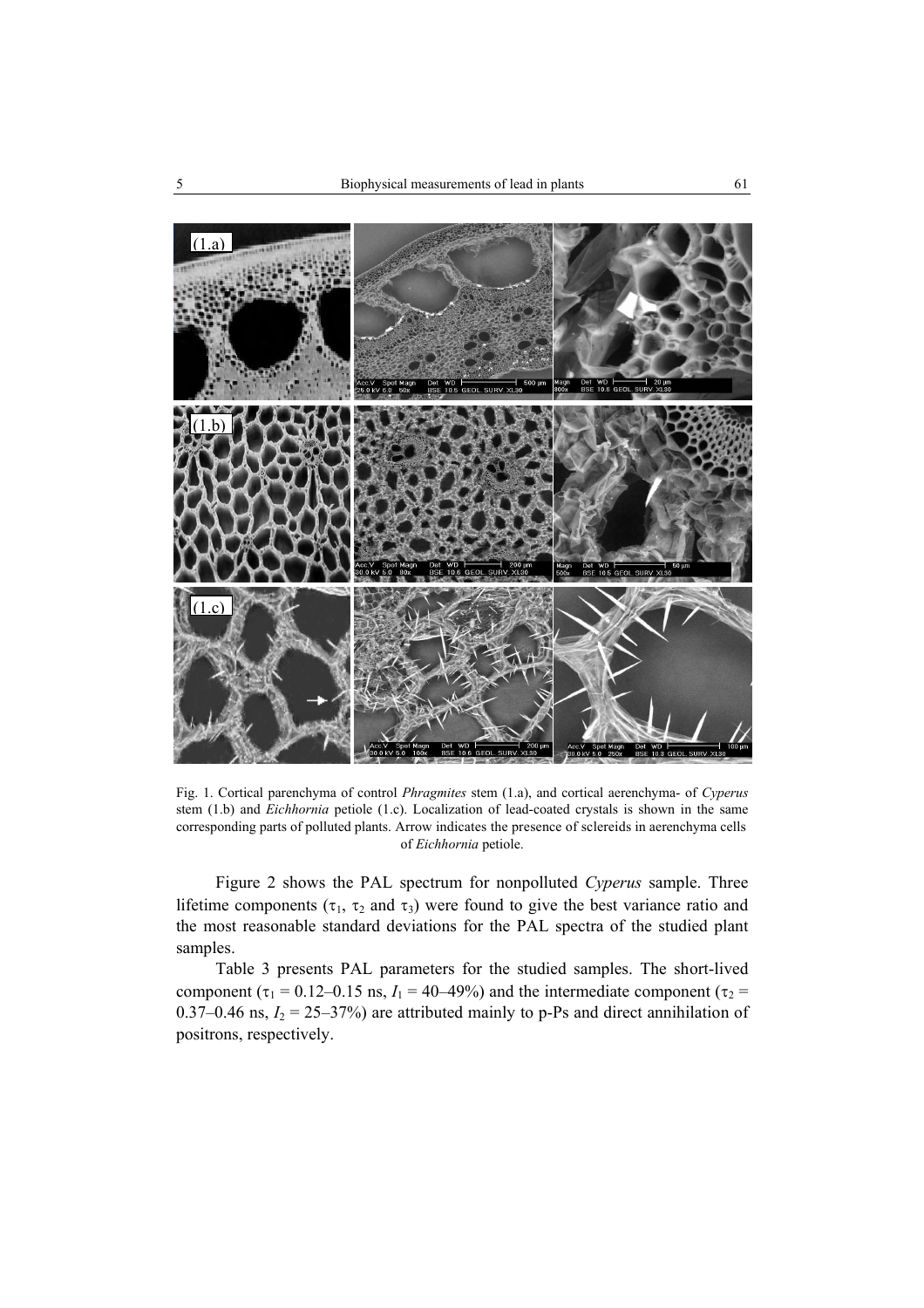Fig. 1. Cortical parenchyma of control *Phragmites* stem (1.a), and cortical aerenchyma- of *Cyperus* stem (1.b) and *Eichhornia* petiole (1.c). Localization of lead-coated crystals is shown in the same corresponding parts of polluted plants. Arrow indicates the presence of sclereids in aerenchyma cells of *Eichhornia* petiole.

Figure 2 shows the PAL spectrum for nonpolluted *Cyperus* sample. Three lifetime components ($\tau_1$, $\tau_2$ and $\tau_3$) were found to give the best variance ratio and the most reasonable standard deviations for the PAL spectra of the studied plant samples.

Table 3 presents PAL parameters for the studied samples. The short-lived component ($\tau_1$ = 0.12–0.15 ns, $I_1$ = 40–49%) and the intermediate component ($\tau_2$ = 0.37–0.46 ns, $I_2$ = 25–37%) are attributed mainly to p-Ps and direct annihilation of positrons, respectively.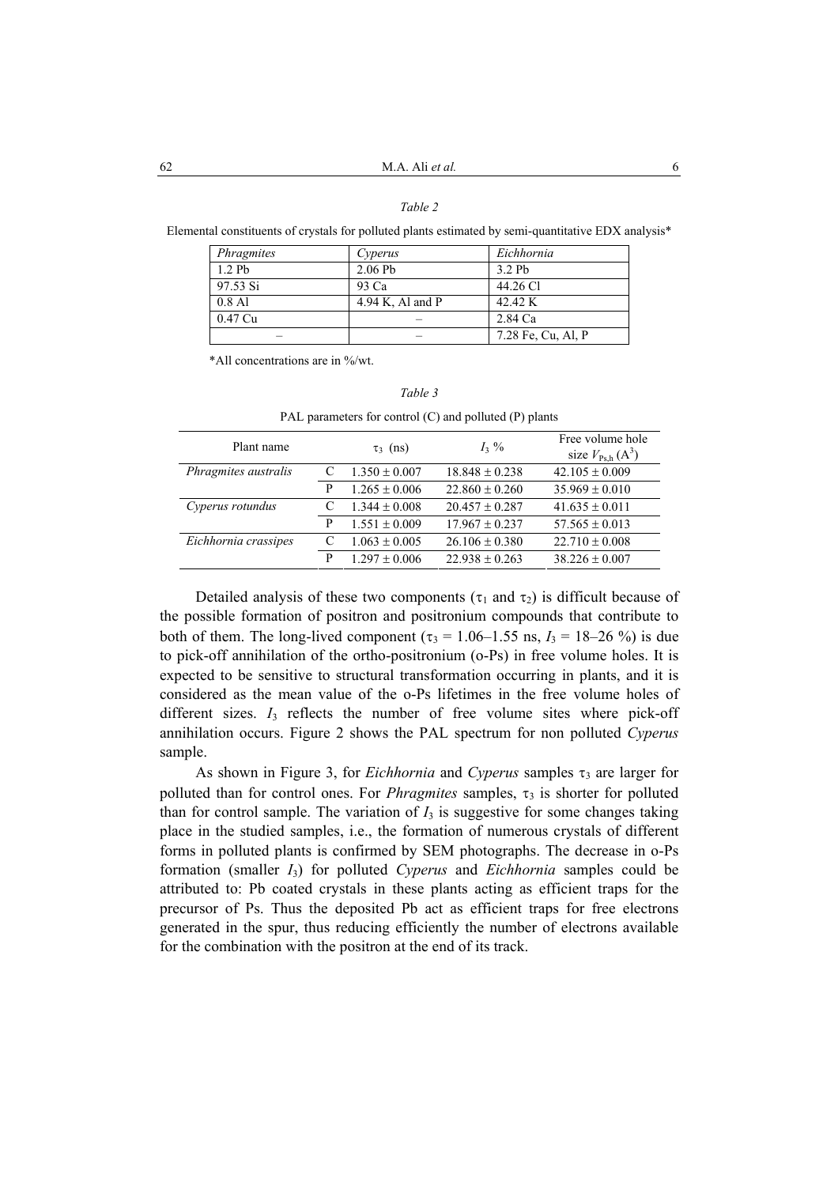*Table 2*

Elemental constituents of crystals for polluted plants estimated by semi-quantitative EDX analysis*

| *Phragmites* | *Cyperus* | *Eichhornia* |
| --- | --- | --- |
| 1.2 Pb | 2.06 Pb | 3.2 Pb |
| 97.53 Si | 93 Ca | 44.26 Cl |
| 0.8 Al | 4.94 K, Al and P | 42.42 K |
| 0.47 Cu | – | 2.84 Ca |
| – | – | 7.28 Fe, Cu, Al, P |

*All concentrations are in %/wt.

*Table 3*

PAL parameters for control (C) and polluted (P) plants

| Plant name | | $\tau_3$ (ns) | $I_3$ % | Free volume hole size $V_{Ps,h}$ ($A^3$) |
| --- | --- | --- | --- | --- |
| *Phragmites australis* | C | 1.350 ± 0.007 | 18.848 ± 0.238 | 42.105 ± 0.009 |
| | P | 1.265 ± 0.006 | 22.860 ± 0.260 | 35.969 ± 0.010 |
| *Cyperus rotundus* | C | 1.344 ± 0.008 | 20.457 ± 0.287 | 41.635 ± 0.011 |
| | P | 1.551 ± 0.009 | 17.967 ± 0.237 | 57.565 ± 0.013 |
| *Eichhornia crassipes* | C | 1.063 ± 0.005 | 26.106 ± 0.380 | 22.710 ± 0.008 |
| | P | 1.297 ± 0.006 | 22.938 ± 0.263 | 38.226 ± 0.007 |

Detailed analysis of these two components ($\tau_1$ and $\tau_2$) is difficult because of the possible formation of positron and positronium compounds that contribute to both of them. The long-lived component ($\tau_3$ = 1.06–1.55 ns, $I_3$ = 18–26 %) is due to pick-off annihilation of the ortho-positronium (o-Ps) in free volume holes. It is expected to be sensitive to structural transformation occurring in plants, and it is considered as the mean value of the o-Ps lifetimes in the free volume holes of different sizes. $I_3$ reflects the number of free volume sites where pick-off annihilation occurs. Figure 2 shows the PAL spectrum for non polluted *Cyperus* sample.

As shown in Figure 3, for *Eichhornia* and *Cyperus* samples $\tau_3$ are larger for polluted than for control ones. For *Phragmites* samples, $\tau_3$ is shorter for polluted than for control sample. The variation of $I_3$ is suggestive for some changes taking place in the studied samples, i.e., the formation of numerous crystals of different forms in polluted plants is confirmed by SEM photographs. The decrease in o-Ps formation (smaller $I_3$) for polluted *Cyperus* and *Eichhornia* samples could be attributed to: Pb coated crystals in these plants acting as efficient traps for the precursor of Ps. Thus the deposited Pb act as efficient traps for free electrons generated in the spur, thus reducing efficiently the number of electrons available for the combination with the positron at the end of its track.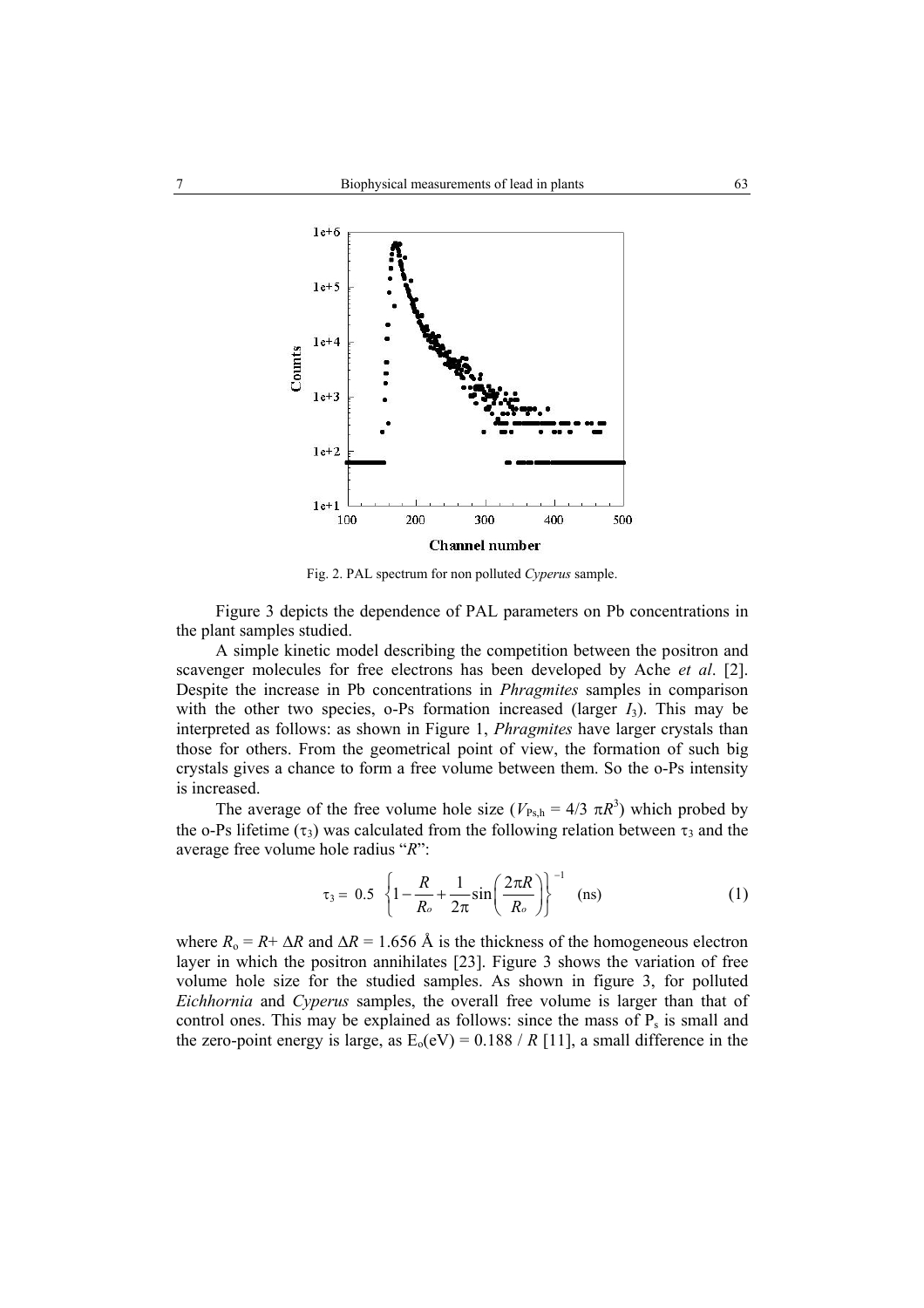Fig. 2. PAL spectrum for non polluted *Cyperus* sample.

Figure 3 depicts the dependence of PAL parameters on Pb concentrations in the plant samples studied.

A simple kinetic model describing the competition between the positron and scavenger molecules for free electrons has been developed by Ache *et al*. [2]. Despite the increase in Pb concentrations in *Phragmites* samples in comparison with the other two species, o-Ps formation increased (larger $I_3$). This may be interpreted as follows: as shown in Figure 1, *Phragmites* have larger crystals than those for others. From the geometrical point of view, the formation of such big crystals gives a chance to form a free volume between them. So the o-Ps intensity is increased.

The average of the free volume hole size ($V_{Ps,h} = 4/3\ \pi R^3$) which probed by the o-Ps lifetime ($\tau_3$) was calculated from the following relation between $\tau_3$ and the average free volume hole radius "*R*":

$$\tau_3 = 0.5\ \left\{1 - \frac{R}{R_o} + \frac{1}{2\pi}\sin\left(\frac{2\pi R}{R_o}\right)\right\}^{-1}\quad \text{(ns)} \tag{1}$$

where $R_o = R + \Delta R$ and $\Delta R = 1.656$ Å is the thickness of the homogeneous electron layer in which the positron annihilates [23]. Figure 3 shows the variation of free volume hole size for the studied samples. As shown in figure 3, for polluted *Eichhornia* and *Cyperus* samples, the overall free volume is larger than that of control ones. This may be explained as follows: since the mass of $P_s$ is small and the zero-point energy is large, as $E_o(\text{eV}) = 0.188 / R$ [11], a small difference in the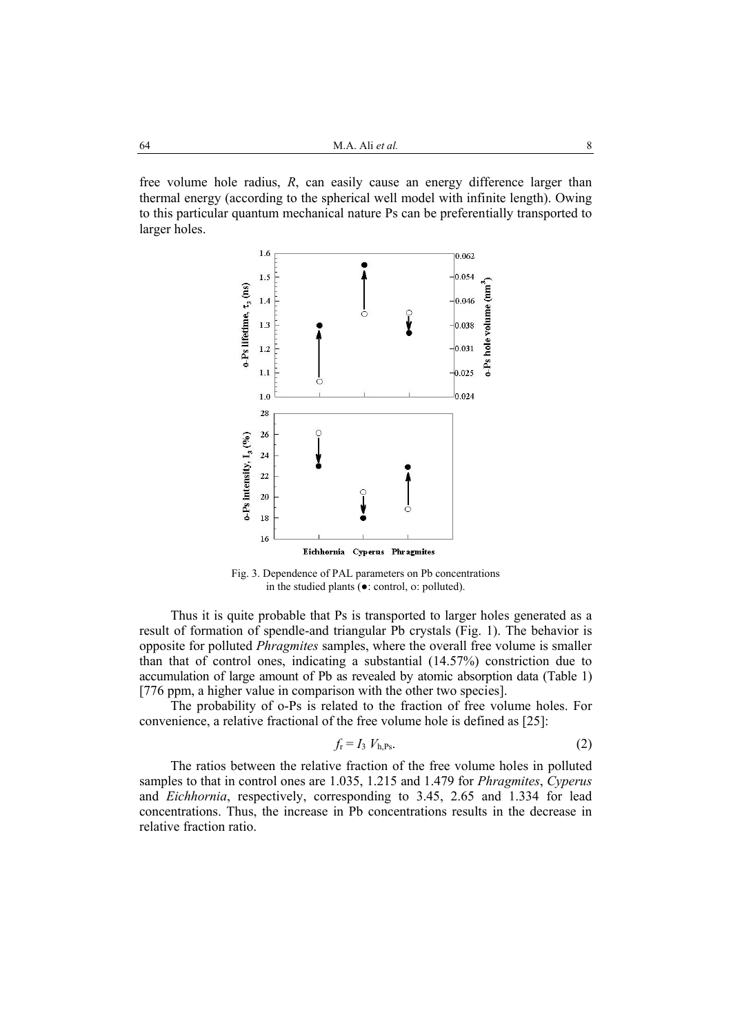free volume hole radius, $R$, can easily cause an energy difference larger than thermal energy (according to the spherical well model with infinite length). Owing to this particular quantum mechanical nature Ps can be preferentially transported to larger holes.

Fig. 3. Dependence of PAL parameters on Pb concentrations in the studied plants (●: control, o: polluted).

Thus it is quite probable that Ps is transported to larger holes generated as a result of formation of spendle-and triangular Pb crystals (Fig. 1). The behavior is opposite for polluted *Phragmites* samples, where the overall free volume is smaller than that of control ones, indicating a substantial (14.57%) constriction due to accumulation of large amount of Pb as revealed by atomic absorption data (Table 1) [776 ppm, a higher value in comparison with the other two species].

The probability of o-Ps is related to the fraction of free volume holes. For convenience, a relative fractional of the free volume hole is defined as [25]:

$$f_r = I_3 \, V_{h,Ps}. \tag{2}$$

The ratios between the relative fraction of the free volume holes in polluted samples to that in control ones are 1.035, 1.215 and 1.479 for *Phragmites*, *Cyperus* and *Eichhornia*, respectively, corresponding to 3.45, 2.65 and 1.334 for lead concentrations. Thus, the increase in Pb concentrations results in the decrease in relative fraction ratio.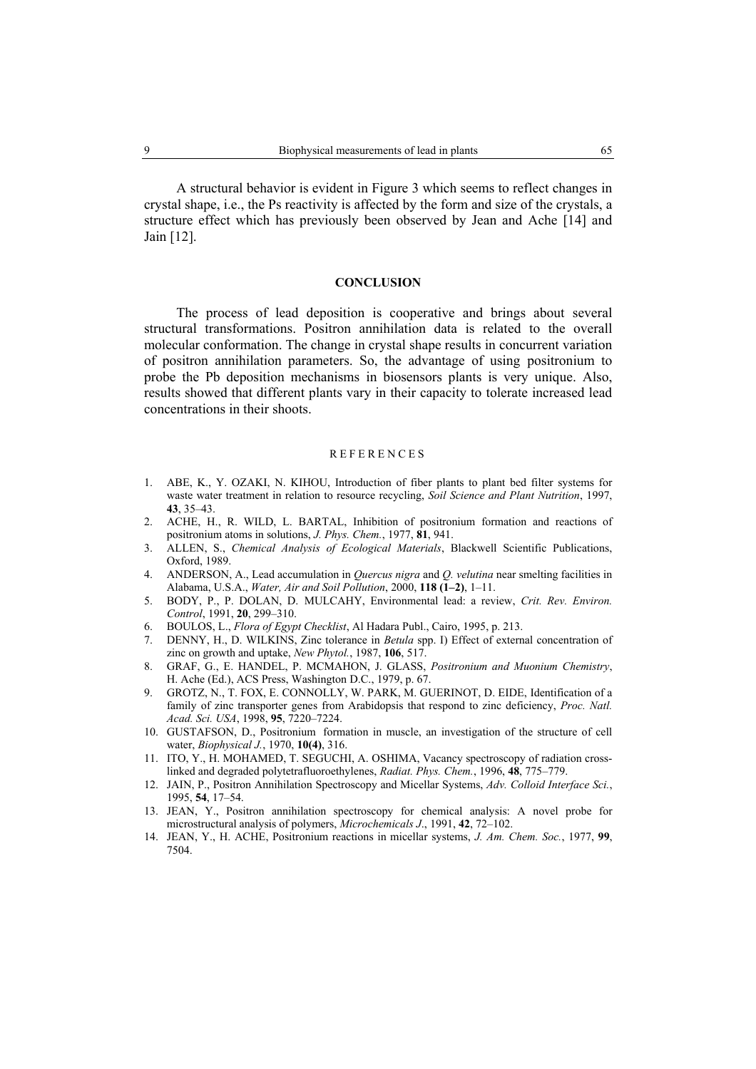A structural behavior is evident in Figure 3 which seems to reflect changes in crystal shape, i.e., the Ps reactivity is affected by the form and size of the crystals, a structure effect which has previously been observed by Jean and Ache [14] and Jain [12].

## CONCLUSION

The process of lead deposition is cooperative and brings about several structural transformations. Positron annihilation data is related to the overall molecular conformation. The change in crystal shape results in concurrent variation of positron annihilation parameters. So, the advantage of using positronium to probe the Pb deposition mechanisms in biosensors plants is very unique. Also, results showed that different plants vary in their capacity to tolerate increased lead concentrations in their shoots.

## REFERENCES

1. ABE, K., Y. OZAKI, N. KIHOU, Introduction of fiber plants to plant bed filter systems for waste water treatment in relation to resource recycling, *Soil Science and Plant Nutrition*, 1997, **43**, 35–43.
2. ACHE, H., R. WILD, L. BARTAL, Inhibition of positronium formation and reactions of positronium atoms in solutions, *J. Phys. Chem.*, 1977, **81**, 941.
3. ALLEN, S., *Chemical Analysis of Ecological Materials*, Blackwell Scientific Publications, Oxford, 1989.
4. ANDERSON, A., Lead accumulation in *Quercus nigra* and *Q. velutina* near smelting facilities in Alabama, U.S.A., *Water, Air and Soil Pollution*, 2000, **118 (1–2)**, 1–11.
5. BODY, P., P. DOLAN, D. MULCAHY, Environmental lead: a review, *Crit. Rev. Environ. Control*, 1991, **20**, 299–310.
6. BOULOS, L., *Flora of Egypt Checklist*, Al Hadara Publ., Cairo, 1995, p. 213.
7. DENNY, H., D. WILKINS, Zinc tolerance in *Betula* spp. I) Effect of external concentration of zinc on growth and uptake, *New Phytol.*, 1987, **106**, 517.
8. GRAF, G., E. HANDEL, P. MCMAHON, J. GLASS, *Positronium and Muonium Chemistry*, H. Ache (Ed.), ACS Press, Washington D.C., 1979, p. 67.
9. GROTZ, N., T. FOX, E. CONNOLLY, W. PARK, M. GUERINOT, D. EIDE, Identification of a family of zinc transporter genes from Arabidopsis that respond to zinc deficiency, *Proc. Natl. Acad. Sci. USA*, 1998, **95**, 7220–7224.
10. GUSTAFSON, D., Positronium formation in muscle, an investigation of the structure of cell water, *Biophysical J.*, 1970, **10(4)**, 316.
11. ITO, Y., H. MOHAMED, T. SEGUCHI, A. OSHIMA, Vacancy spectroscopy of radiation cross-linked and degraded polytetrafluoroethylenes, *Radiat. Phys. Chem.*, 1996, **48**, 775–779.
12. JAIN, P., Positron Annihilation Spectroscopy and Micellar Systems, *Adv. Colloid Interface Sci.*, 1995, **54**, 17–54.
13. JEAN, Y., Positron annihilation spectroscopy for chemical analysis: A novel probe for microstructural analysis of polymers, *Microchemicals J.*, 1991, **42**, 72–102.
14. JEAN, Y., H. ACHE, Positronium reactions in micellar systems, *J. Am. Chem. Soc.*, 1977, **99**, 7504.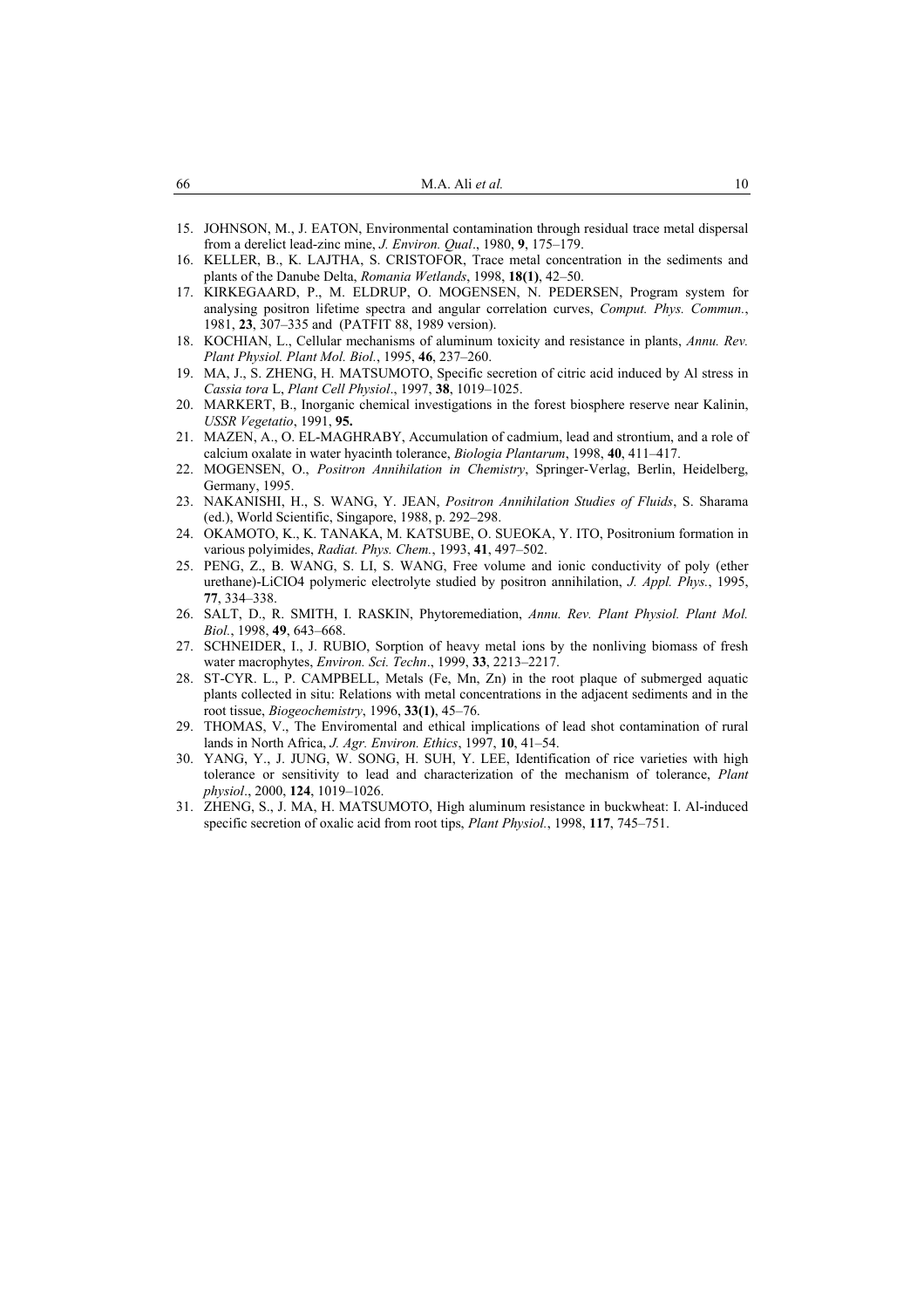15. JOHNSON, M., J. EATON, Environmental contamination through residual trace metal dispersal from a derelict lead-zinc mine, *J. Environ. Qual*., 1980, **9**, 175–179.
16. KELLER, B., K. LAJTHA, S. CRISTOFOR, Trace metal concentration in the sediments and plants of the Danube Delta, *Romania Wetlands*, 1998, **18(1)**, 42–50.
17. KIRKEGAARD, P., M. ELDRUP, O. MOGENSEN, N. PEDERSEN, Program system for analysing positron lifetime spectra and angular correlation curves, *Comput. Phys. Commun.*, 1981, **23**, 307–335 and (PATFIT 88, 1989 version).
18. KOCHIAN, L., Cellular mechanisms of aluminum toxicity and resistance in plants, *Annu. Rev. Plant Physiol. Plant Mol. Biol.*, 1995, **46**, 237–260.
19. MA, J., S. ZHENG, H. MATSUMOTO, Specific secretion of citric acid induced by Al stress in *Cassia tora* L, *Plant Cell Physiol*., 1997, **38**, 1019–1025.
20. MARKERT, B., Inorganic chemical investigations in the forest biosphere reserve near Kalinin, *USSR Vegetatio*, 1991, **95.**
21. MAZEN, A., O. EL-MAGHRABY, Accumulation of cadmium, lead and strontium, and a role of calcium oxalate in water hyacinth tolerance, *Biologia Plantarum*, 1998, **40**, 411–417.
22. MOGENSEN, O., *Positron Annihilation in Chemistry*, Springer-Verlag, Berlin, Heidelberg, Germany, 1995.
23. NAKANISHI, H., S. WANG, Y. JEAN, *Positron Annihilation Studies of Fluids*, S. Sharama (ed.), World Scientific, Singapore, 1988, p. 292–298.
24. OKAMOTO, K., K. TANAKA, M. KATSUBE, O. SUEOKA, Y. ITO, Positronium formation in various polyimides, *Radiat. Phys. Chem.*, 1993, **41**, 497–502.
25. PENG, Z., B. WANG, S. LI, S. WANG, Free volume and ionic conductivity of poly (ether urethane)-LiClO4 polymeric electrolyte studied by positron annihilation, *J. Appl. Phys.*, 1995, **77**, 334–338.
26. SALT, D., R. SMITH, I. RASKIN, Phytoremediation, *Annu. Rev. Plant Physiol. Plant Mol. Biol.*, 1998, **49**, 643–668.
27. SCHNEIDER, I., J. RUBIO, Sorption of heavy metal ions by the nonliving biomass of fresh water macrophytes, *Environ. Sci. Techn*., 1999, **33**, 2213–2217.
28. ST-CYR. L., P. CAMPBELL, Metals (Fe, Mn, Zn) in the root plaque of submerged aquatic plants collected in situ: Relations with metal concentrations in the adjacent sediments and in the root tissue, *Biogeochemistry*, 1996, **33(1)**, 45–76.
29. THOMAS, V., The Enviromental and ethical implications of lead shot contamination of rural lands in North Africa, *J. Agr. Environ. Ethics*, 1997, **10**, 41–54.
30. YANG, Y., J. JUNG, W. SONG, H. SUH, Y. LEE, Identification of rice varieties with high tolerance or sensitivity to lead and characterization of the mechanism of tolerance, *Plant physiol*., 2000, **124**, 1019–1026.
31. ZHENG, S., J. MA, H. MATSUMOTO, High aluminum resistance in buckwheat: I. Al-induced specific secretion of oxalic acid from root tips, *Plant Physiol.*, 1998, **117**, 745–751.